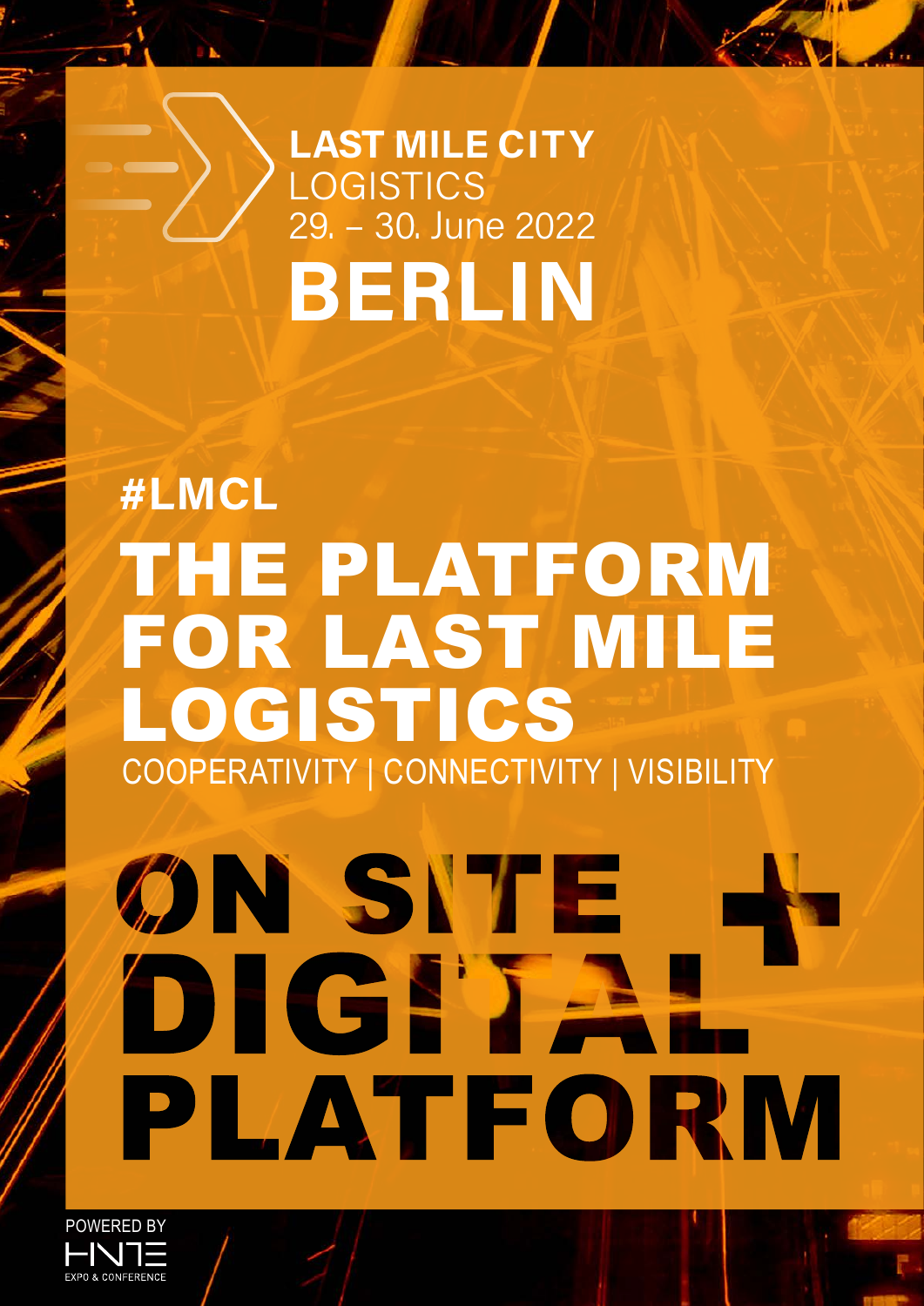# LAST MILE CITY LOGISTICS

29. – 30. June 2022

# BERLIN

## #LMCL

# THE PLATFORM FOR LAST MILE LOGISTICS

COOPERATIVITY | CONNECTIVITY | VISIBILITY

# ON SITE + DIGITAL PLATFORM

POWERED BY

HNTE

EXPO & CONFERENCE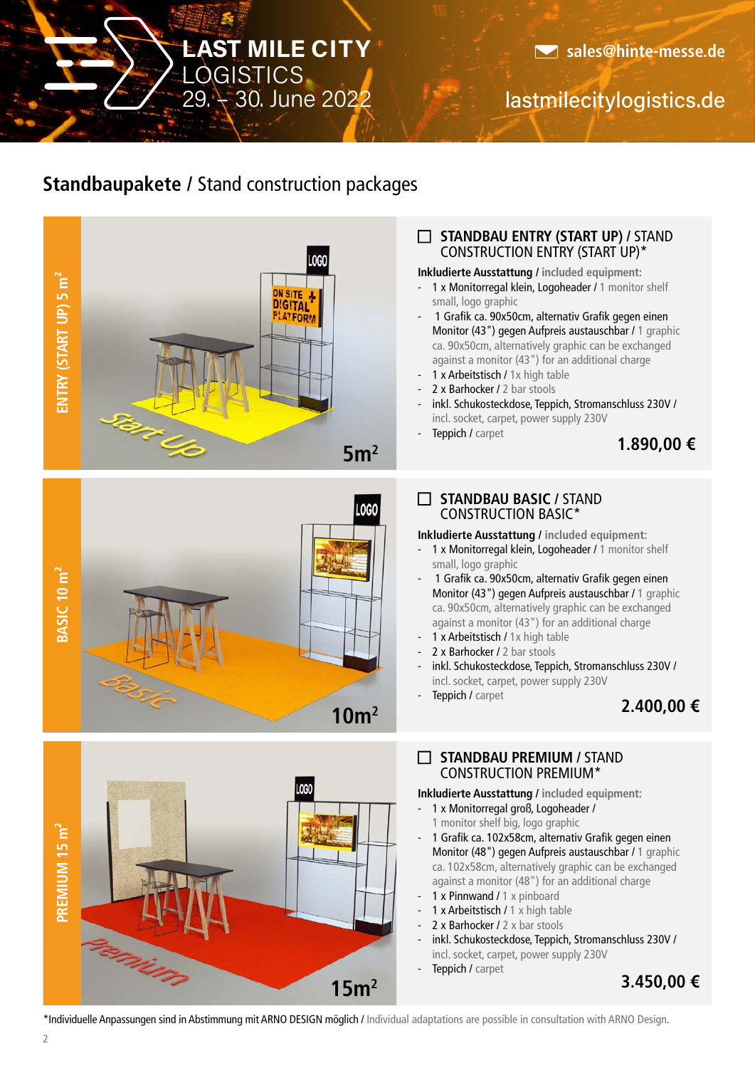# LAST MILE CITY LOGISTICS
29. – 30. June 2022

sales@hinte-messe.de

lastmilecitylogistics.de

## **Standbaupakete** / Stand construction packages

**ENTRY (START UP) 5 m²**

### ☐ STANDBAU ENTRY (START UP) / STAND CONSTRUCTION ENTRY (START UP)*

**Inkludierte Ausstattung** / included equipment:

- 1 x Monitorregal klein, Logoheader / 1 monitor shelf small, logo graphic
- 1 Grafik ca. 90x50cm, alternativ Grafik gegen einen Monitor (43") gegen Aufpreis austauschbar / 1 graphic ca. 90x50cm, alternatively graphic can be exchanged against a monitor (43") for an additional charge
- 1 x Arbeitstisch / 1x high table
- 2 x Barhocker / 2 bar stools
- inkl. Schukosteckdose, Teppich, Stromanschluss 230V / incl. socket, carpet, power supply 230V
- Teppich / carpet

**1.890,00 €**

**BASIC 10 m²**

### ☐ STANDBAU BASIC / STAND CONSTRUCTION BASIC*

**Inkludierte Ausstattung** / included equipment:

- 1 x Monitorregal klein, Logoheader / 1 monitor shelf small, logo graphic
- 1 Grafik ca. 90x50cm, alternativ Grafik gegen einen Monitor (43") gegen Aufpreis austauschbar / 1 graphic ca. 90x50cm, alternatively graphic can be exchanged against a monitor (43") for an additional charge
- 1 x Arbeitstisch / 1x high table
- 2 x Barhocker / 2 bar stools
- inkl. Schukosteckdose, Teppich, Stromanschluss 230V / incl. socket, carpet, power supply 230V
- Teppich / carpet

**2.400,00 €**

**PREMIUM 15 m²**

### ☐ STANDBAU PREMIUM / STAND CONSTRUCTION PREMIUM*

**Inkludierte Ausstattung** / included equipment:

- 1 x Monitorregal groß, Logoheader / 1 monitor shelf big, logo graphic
- 1 Grafik ca. 102x58cm, alternativ Grafik gegen einen Monitor (48") gegen Aufpreis austauschbar / 1 graphic ca. 102x58cm, alternatively graphic can be exchanged against a monitor (48") for an additional charge
- 1 x Pinnwand / 1 x pinboard
- 1 x Arbeitstisch / 1 x high table
- 2 x Barhocker / 2 x bar stools
- inkl. Schukosteckdose, Teppich, Stromanschluss 230V / incl. socket, carpet, power supply 230V
- Teppich / carpet

**3.450,00 €**

*Individuelle Anpassungen sind in Abstimmung mit ARNO DESIGN möglich / Individual adaptations are possible in consultation with ARNO Design.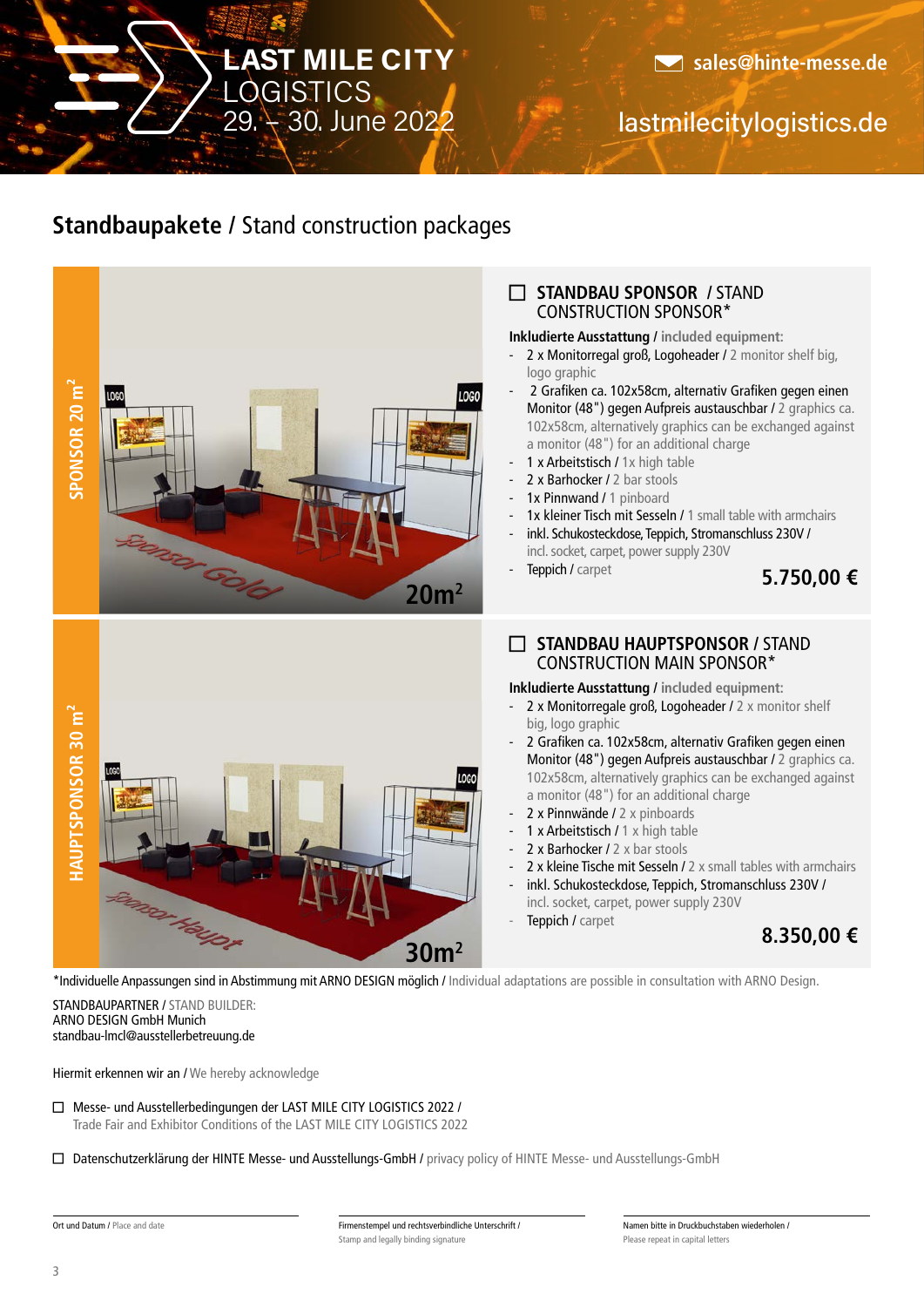LAST MILE CITY LOGISTICS
29. – 30. June 2022

sales@hinte-messe.de

lastmilecitylogistics.de

## Standbaupakete / Stand construction packages

SPONSOR 20 m²

LOGO

LOGO

Sponsor Gold

20m²

### ☐ STANDBAU SPONSOR / STAND CONSTRUCTION SPONSOR*

**Inkludierte Ausstattung** / included equipment:

- 2 x Monitorregal groß, Logoheader / 2 monitor shelf big, logo graphic
- 2 Grafiken ca. 102x58cm, alternativ Grafiken gegen einen Monitor (48") gegen Aufpreis austauschbar / 2 graphics ca. 102x58cm, alternatively graphics can be exchanged against a monitor (48") for an additional charge
- 1 x Arbeitstisch / 1x high table
- 2 x Barhocker / 2 bar stools
- 1x Pinnwand / 1 pinboard
- 1x kleiner Tisch mit Sesseln / 1 small table with armchairs
- inkl. Schukosteckdose, Teppich, Stromanschluss 230V / incl. socket, carpet, power supply 230V
- Teppich / carpet

**5.750,00 €**

HAUPTSPONSOR 30 m²

LOGO

LOGO

Sponsor Haupt

30m²

### ☐ STANDBAU HAUPTSPONSOR / STAND CONSTRUCTION MAIN SPONSOR*

**Inkludierte Ausstattung** / included equipment:

- 2 x Monitorregale groß, Logoheader / 2 x monitor shelf big, logo graphic
- 2 Grafiken ca. 102x58cm, alternativ Grafiken gegen einen Monitor (48") gegen Aufpreis austauschbar / 2 graphics ca. 102x58cm, alternatively graphics can be exchanged against a monitor (48") for an additional charge
- 2 x Pinnwände / 2 x pinboards
- 1 x Arbeitstisch / 1 x high table
- 2 x Barhocker / 2 x bar stools
- 2 x kleine Tische mit Sesseln / 2 x small tables with armchairs
- inkl. Schukosteckdose, Teppich, Stromanschluss 230V / incl. socket, carpet, power supply 230V
- Teppich / carpet

**8.350,00 €**

*Individuelle Anpassungen sind in Abstimmung mit ARNO DESIGN möglich / Individual adaptations are possible in consultation with ARNO Design.

STANDBAUPARTNER / STAND BUILDER:
ARNO DESIGN GmbH Munich
standbau-lmcl@ausstellerbetreuung.de

Hiermit erkennen wir an / We hereby acknowledge

☐ Messe- und Ausstellerbedingungen der LAST MILE CITY LOGISTICS 2022 / Trade Fair and Exhibitor Conditions of the LAST MILE CITY LOGISTICS 2022

☐ Datenschutzerklärung der HINTE Messe- und Ausstellungs-GmbH / privacy policy of HINTE Messe- und Ausstellungs-GmbH

Ort und Datum / Place and date

Firmenstempel und rechtsverbindliche Unterschrift / Stamp and legally binding signature

Namen bitte in Druckbuchstaben wiederholen / Please repeat in capital letters